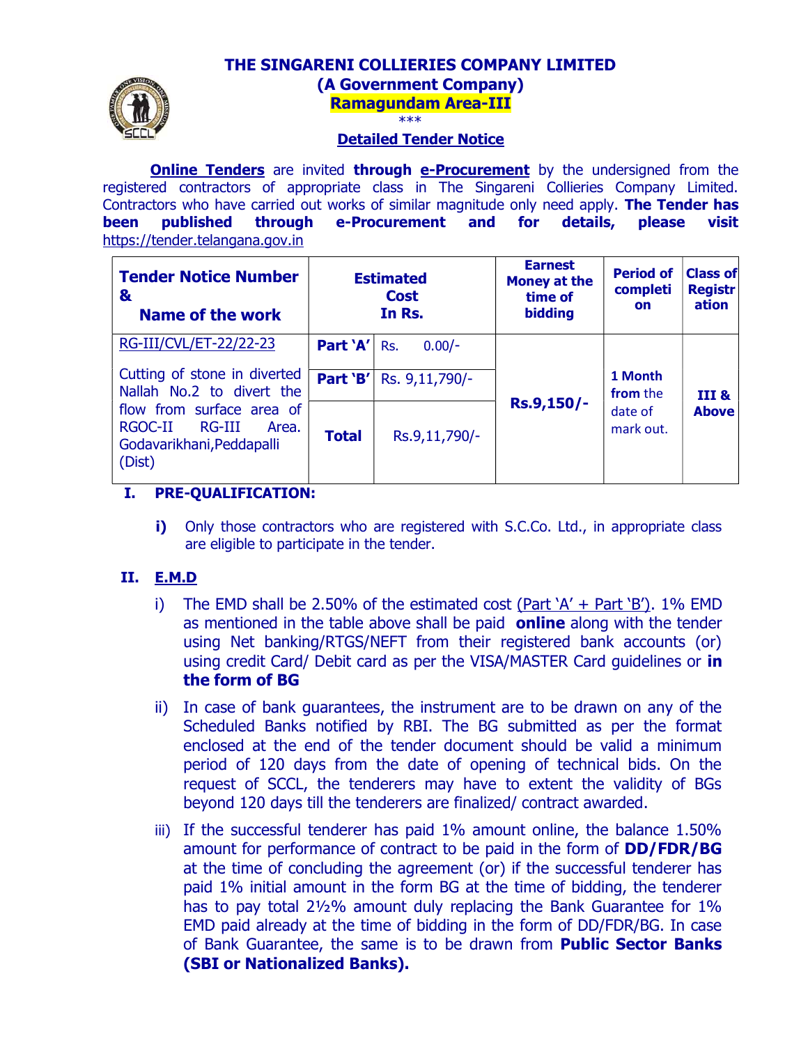# THE SINGARENI COLLIERIES COMPANY LIMITED

## (A Government Company)

## Ramagundam Area-III

\*\*\*

## Detailed Tender Notice

**Online Tenders** are invited **through e-Procurement** by the undersigned from the registered contractors of appropriate class in The Singareni Collieries Company Limited. Contractors who have carried out works of similar magnitude only need apply. **The Tender has been published through e-Procurement and for details, please visit** https://tender.telangana.gov.in

| Tender Notice Number & Name of the work | Estimated Cost In Rs. | | Earnest Money at the time of bidding | Period of completion | Class of Registration |
|---|---|---|---|---|---|
| RG-III/CVL/ET-22/22-23 | Part 'A' | Rs. 0.00/- | Rs.9,150/- | 1 Month from the date of mark out. | III & Above |
| Cutting of stone in diverted Nallah No.2 to divert the flow from surface area of RGOC-II RG-III Area. Godavarikhani,Peddapalli (Dist) | Part 'B' | Rs. 9,11,790/- | | | |
| | Total | Rs.9,11,790/- | | | |

### I. PRE-QUALIFICATION:

**i)** Only those contractors who are registered with S.C.Co. Ltd., in appropriate class are eligible to participate in the tender.

### II. E.M.D

i) The EMD shall be 2.50% of the estimated cost (Part 'A' + Part 'B'). 1% EMD as mentioned in the table above shall be paid **online** along with the tender using Net banking/RTGS/NEFT from their registered bank accounts (or) using credit Card/ Debit card as per the VISA/MASTER Card guidelines or **in the form of BG**

ii) In case of bank guarantees, the instrument are to be drawn on any of the Scheduled Banks notified by RBI. The BG submitted as per the format enclosed at the end of the tender document should be valid a minimum period of 120 days from the date of opening of technical bids. On the request of SCCL, the tenderers may have to extent the validity of BGs beyond 120 days till the tenderers are finalized/ contract awarded.

iii) If the successful tenderer has paid 1% amount online, the balance 1.50% amount for performance of contract to be paid in the form of **DD/FDR/BG** at the time of concluding the agreement (or) if the successful tenderer has paid 1% initial amount in the form BG at the time of bidding, the tenderer has to pay total 2½% amount duly replacing the Bank Guarantee for 1% EMD paid already at the time of bidding in the form of DD/FDR/BG. In case of Bank Guarantee, the same is to be drawn from **Public Sector Banks (SBI or Nationalized Banks).**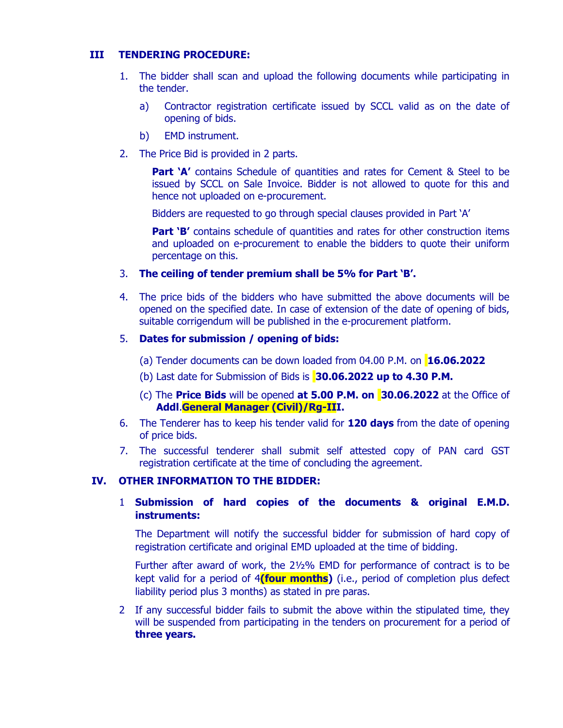## III TENDERING PROCEDURE:

1. The bidder shall scan and upload the following documents while participating in the tender.

   a) Contractor registration certificate issued by SCCL valid as on the date of opening of bids.

   b) EMD instrument.

2. The Price Bid is provided in 2 parts.

   **Part 'A'** contains Schedule of quantities and rates for Cement & Steel to be issued by SCCL on Sale Invoice. Bidder is not allowed to quote for this and hence not uploaded on e-procurement.

   Bidders are requested to go through special clauses provided in Part 'A'

   **Part 'B'** contains schedule of quantities and rates for other construction items and uploaded on e-procurement to enable the bidders to quote their uniform percentage on this.

3. **The ceiling of tender premium shall be 5% for Part 'B'.**

4. The price bids of the bidders who have submitted the above documents will be opened on the specified date. In case of extension of the date of opening of bids, suitable corrigendum will be published in the e-procurement platform.

5. **Dates for submission / opening of bids:**

   (a) Tender documents can be down loaded from 04.00 P.M. on **16.06.2022**

   (b) Last date for Submission of Bids is **30.06.2022 up to 4.30 P.M.**

   (c) The **Price Bids** will be opened **at 5.00 P.M. on 30.06.2022** at the Office of **Addl.General Manager (Civil)/Rg-III.**

6. The Tenderer has to keep his tender valid for **120 days** from the date of opening of price bids.

7. The successful tenderer shall submit self attested copy of PAN card GST registration certificate at the time of concluding the agreement.

## IV. OTHER INFORMATION TO THE BIDDER:

1 **Submission of hard copies of the documents & original E.M.D. instruments:**

The Department will notify the successful bidder for submission of hard copy of registration certificate and original EMD uploaded at the time of bidding.

Further after award of work, the 2½% EMD for performance of contract is to be kept valid for a period of 4**(four months)** (i.e., period of completion plus defect liability period plus 3 months) as stated in pre paras.

2 If any successful bidder fails to submit the above within the stipulated time, they will be suspended from participating in the tenders on procurement for a period of **three years.**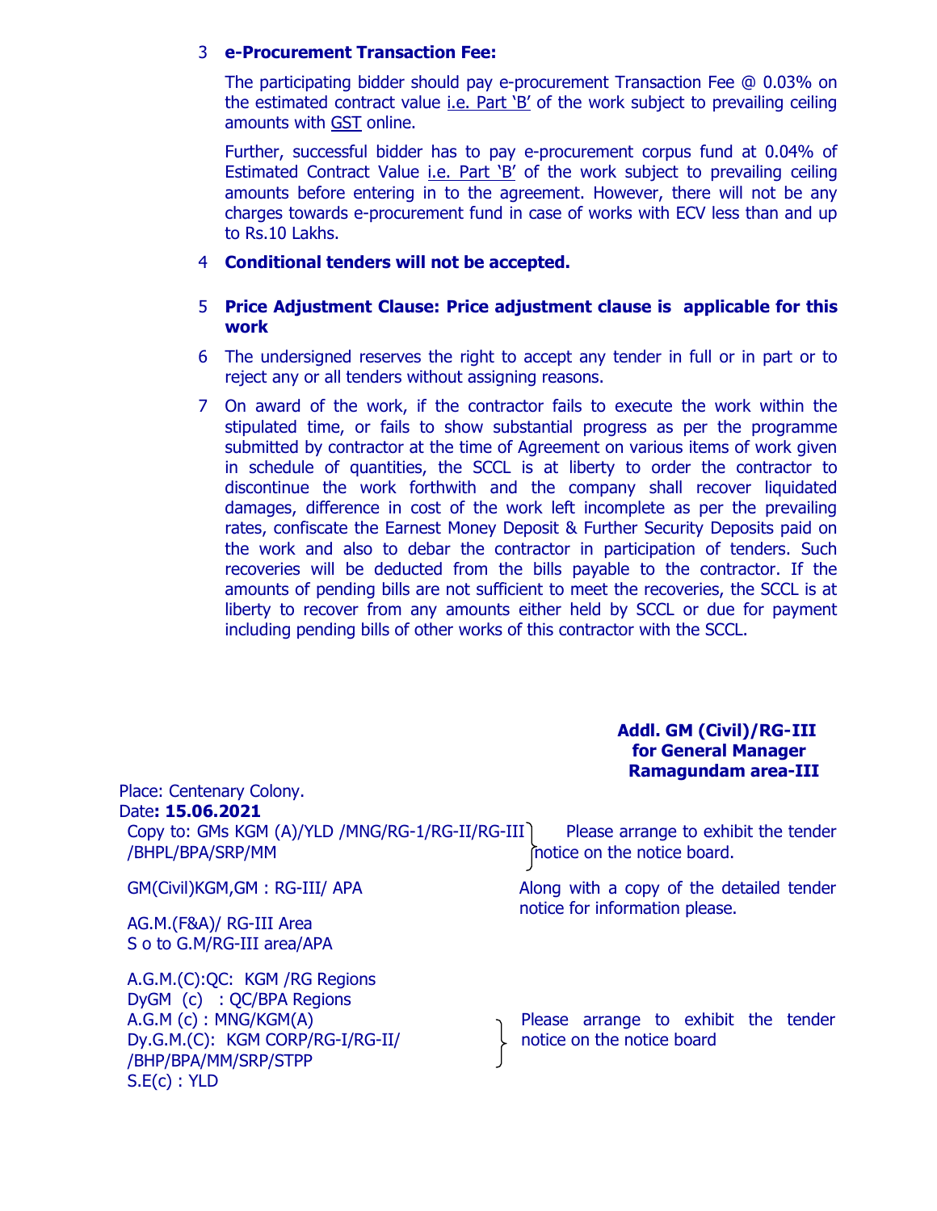3 **e-Procurement Transaction Fee:**

The participating bidder should pay e-procurement Transaction Fee @ 0.03% on the estimated contract value i.e. Part 'B' of the work subject to prevailing ceiling amounts with GST online.

Further, successful bidder has to pay e-procurement corpus fund at 0.04% of Estimated Contract Value i.e. Part 'B' of the work subject to prevailing ceiling amounts before entering in to the agreement. However, there will not be any charges towards e-procurement fund in case of works with ECV less than and up to Rs.10 Lakhs.

4 **Conditional tenders will not be accepted.**

5 **Price Adjustment Clause: Price adjustment clause is applicable for this work**

6 The undersigned reserves the right to accept any tender in full or in part or to reject any or all tenders without assigning reasons.

7 On award of the work, if the contractor fails to execute the work within the stipulated time, or fails to show substantial progress as per the programme submitted by contractor at the time of Agreement on various items of work given in schedule of quantities, the SCCL is at liberty to order the contractor to discontinue the work forthwith and the company shall recover liquidated damages, difference in cost of the work left incomplete as per the prevailing rates, confiscate the Earnest Money Deposit & Further Security Deposits paid on the work and also to debar the contractor in participation of tenders. Such recoveries will be deducted from the bills payable to the contractor. If the amounts of pending bills are not sufficient to meet the recoveries, the SCCL is at liberty to recover from any amounts either held by SCCL or due for payment including pending bills of other works of this contractor with the SCCL.

**Addl. GM (Civil)/RG-III**
**for General Manager**
**Ramagundam area-III**

Place: Centenary Colony.
Date**: 15.06.2021**

Copy to: GMs KGM (A)/YLD /MNG/RG-1/RG-II/RG-III /BHPL/BPA/SRP/MM } Please arrange to exhibit the tender notice on the notice board.

GM(Civil)KGM,GM : RG-III/ APA — Along with a copy of the detailed tender notice for information please.

AG.M.(F&A)/ RG-III Area
S o to G.M/RG-III area/APA

A.G.M.(C):QC: KGM /RG Regions
DyGM (c) : QC/BPA Regions
A.G.M (c) : MNG/KGM(A)
Dy.G.M.(C): KGM CORP/RG-I/RG-II/ /BHP/BPA/MM/SRP/STPP
S.E(c) : YLD
} Please arrange to exhibit the tender notice on the notice board